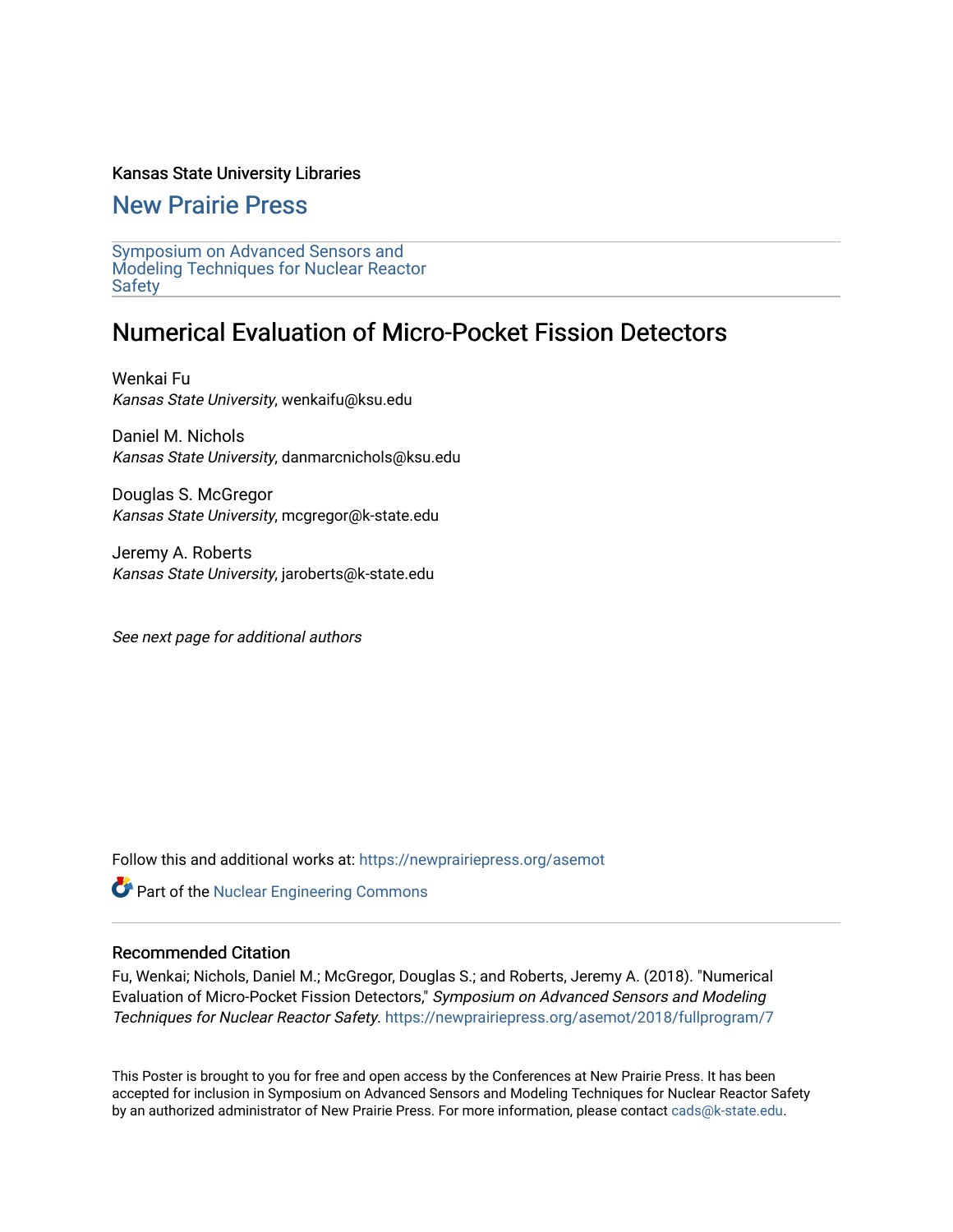Kansas State University Libraries

# New Prairie Press

Symposium on Advanced Sensors and Modeling Techniques for Nuclear Reactor Safety

## Numerical Evaluation of Micro-Pocket Fission Detectors

Wenkai Fu
*Kansas State University*, wenkaifu@ksu.edu

Daniel M. Nichols
*Kansas State University*, danmarcnichols@ksu.edu

Douglas S. McGregor
*Kansas State University*, mcgregor@k-state.edu

Jeremy A. Roberts
*Kansas State University*, jaroberts@k-state.edu

*See next page for additional authors*

Follow this and additional works at: https://newprairiepress.org/asemot

Part of the Nuclear Engineering Commons

### Recommended Citation

Fu, Wenkai; Nichols, Daniel M.; McGregor, Douglas S.; and Roberts, Jeremy A. (2018). "Numerical Evaluation of Micro-Pocket Fission Detectors," *Symposium on Advanced Sensors and Modeling Techniques for Nuclear Reactor Safety*. https://newprairiepress.org/asemot/2018/fullprogram/7

This Poster is brought to you for free and open access by the Conferences at New Prairie Press. It has been accepted for inclusion in Symposium on Advanced Sensors and Modeling Techniques for Nuclear Reactor Safety by an authorized administrator of New Prairie Press. For more information, please contact cads@k-state.edu.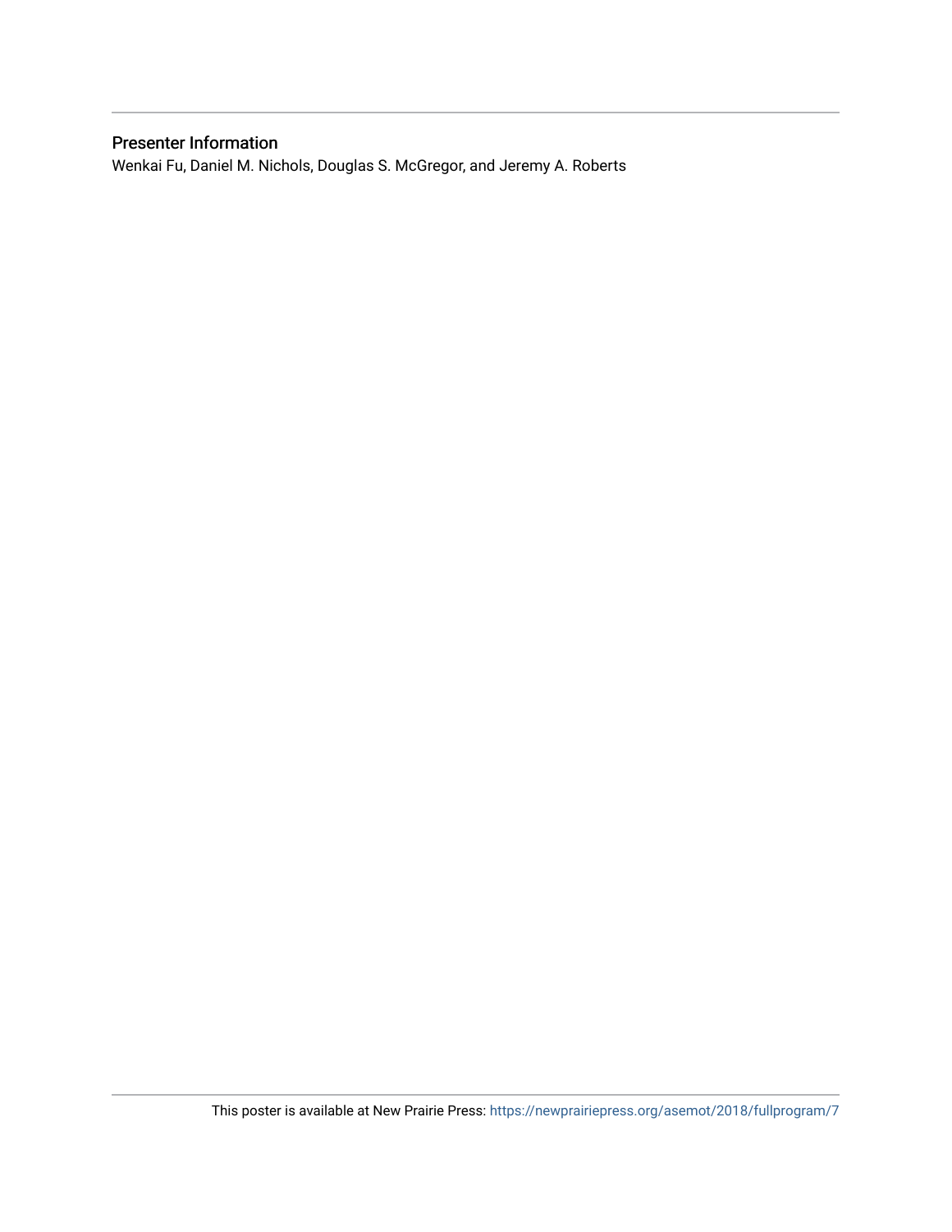### Presenter Information

Wenkai Fu, Daniel M. Nichols, Douglas S. McGregor, and Jeremy A. Roberts

This poster is available at New Prairie Press: https://newprairiepress.org/asemot/2018/fullprogram/7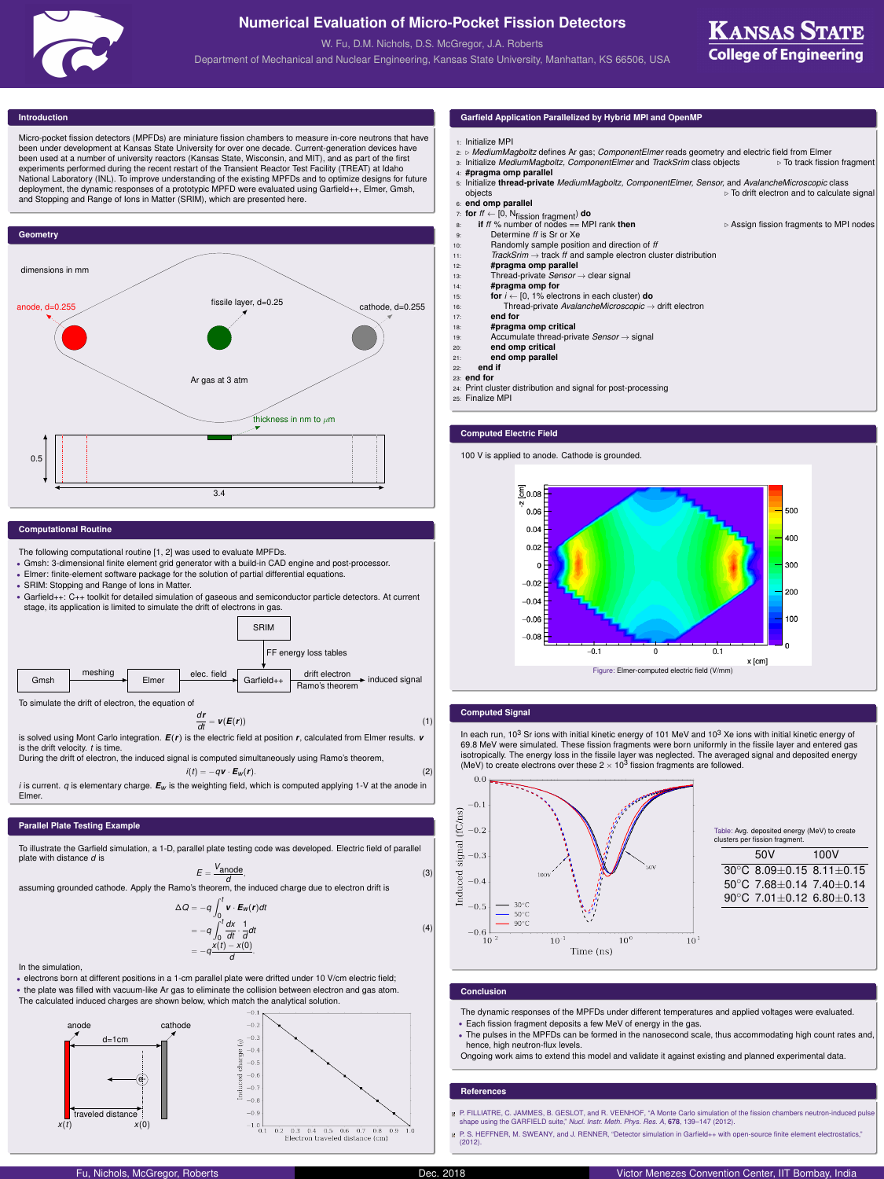# Numerical Evaluation of Micro-Pocket Fission Detectors

W. Fu, D.M. Nichols, D.S. McGregor, J.A. Roberts

Department of Mechanical and Nuclear Engineering, Kansas State University, Manhattan, KS 66506, USA

KANSAS STATE College of Engineering

## Introduction

Micro-pocket fission detectors (MPFDs) are miniature fission chambers to measure in-core neutrons that have been under development at Kansas State University for over one decade. Current-generation devices have been used at a number of university reactors (Kansas State, Wisconsin, and MIT), and as part of the first experiments performed during the recent restart of the Transient Reactor Test Facility (TREAT) at Idaho National Laboratory (INL). To improve understanding of the existing MPFDs and to optimize designs for future deployment, the dynamic responses of a prototypic MPFD were evaluated using Garfield++, Elmer, Gmsh, and Stopping and Range of Ions in Matter (SRIM), which are presented here.

## Geometry

dimensions in mm

anode, d=0.255

fissile layer, d=0.25

cathode, d=0.255

Ar gas at 3 atm

thickness in nm to $\mu$m

0.5

3.4

## Computational Routine

The following computational routine [1, 2] was used to evaluate MPFDs.

- Gmsh: 3-dimensional finite element grid generator with a build-in CAD engine and post-processor.
- Elmer: finite-element software package for the solution of partial differential equations.
- SRIM: Stopping and Range of Ions in Matter.
- Garfield++: C++ toolkit for detailed simulation of gaseous and semiconductor particle detectors. At current stage, its application is limited to simulate the drift of electrons in gas.

SRIM

FF energy loss tables

Gmsh — meshing — Elmer — elec. field — Garfield++ — drift electron, Ramo's theorem — induced signal

To simulate the drift of electron, the equation of

$$\frac{d\boldsymbol{r}}{dt} = \boldsymbol{v}(\boldsymbol{E}(\boldsymbol{r})) \tag{1}$$

is solved using Mont Carlo integration. $\boldsymbol{E}(\boldsymbol{r})$ is the electric field at position $\boldsymbol{r}$, calculated from Elmer results. $\boldsymbol{v}$ is the drift velocity. $t$ is time.

During the drift of electron, the induced signal is computed simultaneously using Ramo's theorem,

$$i(t) = -q\boldsymbol{v}\cdot\boldsymbol{E}_w(\boldsymbol{r}). \tag{2}$$

$i$ is current. $q$ is elementary charge. $\boldsymbol{E}_w$ is the weighting field, which is computed applying 1-V at the anode in Elmer.

## Parallel Plate Testing Example

To illustrate the Garfield simulation, a 1-D, parallel plate testing code was developed. Electric field of parallel plate with distance $d$ is

$$E = \frac{V_{\text{anode}}}{d}, \tag{3}$$

assuming grounded cathode. Apply the Ramo's theorem, the induced charge due to electron drift is

$$\begin{aligned}\Delta Q &= -q\int_0^t \boldsymbol{v}\cdot\boldsymbol{E}_w(\boldsymbol{r})dt \\ &= -q\int_0^t \frac{dx}{dt}\cdot\frac{1}{d}dt \\ &= -q\frac{x(t)-x(0)}{d}.\end{aligned} \tag{4}$$

In the simulation,

- electrons born at different positions in a 1-cm parallel plate were drifted under 10 V/cm electric field;
- the plate was filled with vacuum-like Ar gas to eliminate the collision between electron and gas atom.

The calculated induced charges are shown below, which match the analytical solution.

anode, cathode, d=1cm, traveled distance, $x(t)$, $x(0)$

Induced charge (e)

−0.1 −0.2 −0.3 −0.4 −0.5 −0.6 −0.7 −0.8 −0.9 −1.0

0.1 0.2 0.3 0.4 0.5 0.6 0.7 0.8 0.9 1.0

Electron traveled distance (cm)

## Garfield Application Parallelized by Hybrid MPI and OpenMP

```
1: Initialize MPI
2: ▷ MediumMagboltz defines Ar gas; ComponentElmer reads geometry and electric field from Elmer
3: Initialize MediumMagboltz, ComponentElmer and TrackSrim class objects      ▷ To track fission fragment
4: #pragma omp parallel
5: Initialize thread-private MediumMagboltz, ComponentElmer, Sensor, and AvalancheMicroscopic class
   objects                                                      ▷ To drift electron and to calculate signal
6: end omp parallel
7: for ff ← [0, N_fission fragment) do
8:    if ff % number of nodes == MPI rank then                  ▷ Assign fission fragments to MPI nodes
9:       Determine ff is Sr or Xe
10:      Randomly sample position and direction of ff
11:      TrackSrim → track ff and sample electron cluster distribution
12:      #pragma omp parallel
13:      Thread-private Sensor → clear signal
14:      #pragma omp for
15:      for i ← [0, 1% electrons in each cluster) do
16:         Thread-private AvalancheMicroscopic → drift electron
17:      end for
18:      #pragma omp critical
19:      Accumulate thread-private Sensor → signal
20:      end omp critical
21:      end omp parallel
22:   end if
23: end for
24: Print cluster distribution and signal for post-processing
25: Finalize MPI
```

## Computed Electric Field

100 V is applied to anode. Cathode is grounded.

z [cm]: 0.08 0.06 0.04 0.02 0 −0.02 −0.04 −0.06 −0.08

x [cm]: −0.1 0 0.1

0 100 200 300 400 500

Figure: Elmer-computed electric field (V/mm)

## Computed Signal

In each run, $10^3$ Sr ions with initial kinetic energy of 101 MeV and $10^3$ Xe ions with initial kinetic energy of 69.8 MeV were simulated. These fission fragments were born uniformly in the fissile layer and entered gas isotropically. The energy loss in the fissile layer was neglected. The averaged signal and deposited energy (MeV) to create electrons over these $2\times10^3$ fission fragments are followed.

Induced signal (fC/ns): 0.0 −0.1 −0.2 −0.3 −0.4 −0.5 −0.6

Time (ns): $10^{-2}$ $10^{-1}$ $10^{0}$ $10^{1}$

100V, 50V

30°C, 50°C, 90°C

Table: Avg. deposited energy (MeV) to create clusters per fission fragment.

| | 50V | 100V |
|---|---|---|
| 30°C | 8.09±0.15 | 8.11±0.15 |
| 50°C | 7.68±0.14 | 7.40±0.14 |
| 90°C | 7.01±0.12 | 6.80±0.13 |

## Conclusion

The dynamic responses of the MPFDs under different temperatures and applied voltages were evaluated.

- Each fission fragment deposits a few MeV of energy in the gas.
- The pulses in the MPFDs can be formed in the nanosecond scale, thus accommodating high count rates and, hence, high neutron-flux levels.

Ongoing work aims to extend this model and validate it against existing and planned experimental data.

## References

[1] P. FILLIATRE, C. JAMMES, B. GESLOT, and R. VEENHOF, "A Monte Carlo simulation of the fission chambers neutron-induced pulse shape using the GARFIELD suite," *Nucl. Instr. Meth. Phys. Res. A*, **678**, 139–147 (2012).

[2] P. S. HEFFNER, M. SWEANY, and J. RENNER, "Detector simulation in Garfield++ with open-source finite element electrostatics," (2012).

Fu, Nichols, McGregor, Roberts | Dec. 2018 | Victor Menezes Convention Center, IIT Bombay, India